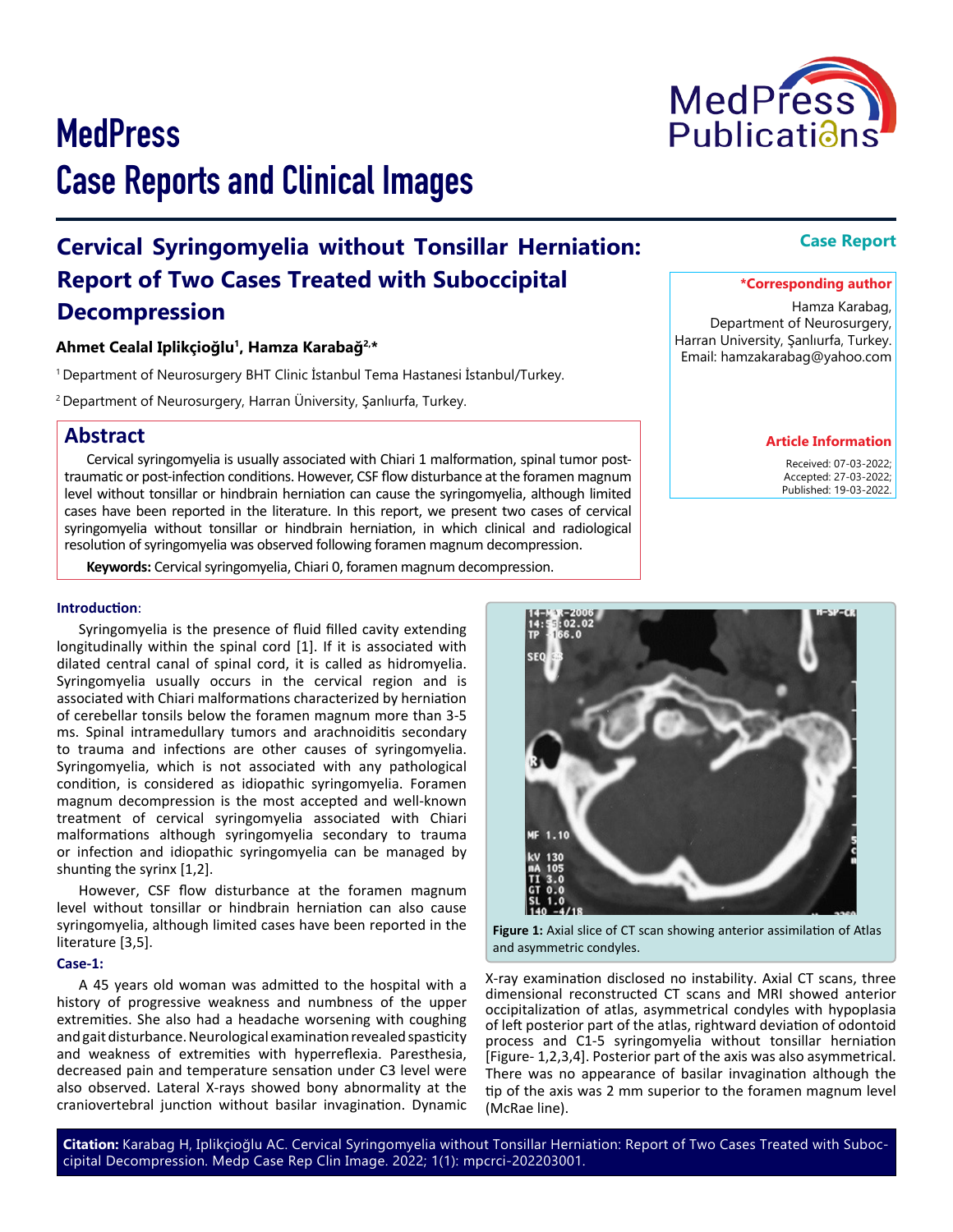# MedPress Case Reports and Clinical Images

## Cervical Syringomyelia without Tonsillar Herniation: Report of Two Cases Treated with Suboccipital Decompression

**Case Report**

**Ahmet Cealal Iplikçioğlu[1], Hamza Karabağ[2,*]**

[1] Department of Neurosurgery BHT Clinic İstanbul Tema Hastanesi İstanbul/Turkey.

[2] Department of Neurosurgery, Harran Üniversity, Şanlıurfa, Turkey.

**\*Corresponding author**

Hamza Karabag,
Department of Neurosurgery,
Harran University, Şanlıurfa, Turkey.
Email: hamzakarabag@yahoo.com

**Article Information**

Received: 07-03-2022;
Accepted: 27-03-2022;
Published: 19-03-2022.

## Abstract

Cervical syringomyelia is usually associated with Chiari 1 malformation, spinal tumor post-traumatic or post-infection conditions. However, CSF flow disturbance at the foramen magnum level without tonsillar or hindbrain herniation can cause the syringomyelia, although limited cases have been reported in the literature. In this report, we present two cases of cervical syringomyelia without tonsillar or hindbrain herniation, in which clinical and radiological resolution of syringomyelia was observed following foramen magnum decompression.

**Keywords:** Cervical syringomyelia, Chiari 0, foramen magnum decompression.

### Introduction:

Syringomyelia is the presence of fluid filled cavity extending longitudinally within the spinal cord [1]. If it is associated with dilated central canal of spinal cord, it is called as hidromyelia. Syringomyelia usually occurs in the cervical region and is associated with Chiari malformations characterized by herniation of cerebellar tonsils below the foramen magnum more than 3-5 ms. Spinal intramedullary tumors and arachnoiditis secondary to trauma and infections are other causes of syringomyelia. Syringomyelia, which is not associated with any pathological condition, is considered as idiopathic syringomyelia. Foramen magnum decompression is the most accepted and well-known treatment of cervical syringomyelia associated with Chiari malformations although syringomyelia secondary to trauma or infection and idiopathic syringomyelia can be managed by shunting the syrinx [1,2].

However, CSF flow disturbance at the foramen magnum level without tonsillar or hindbrain herniation can also cause syringomyelia, although limited cases have been reported in the literature [3,5].

### Case-1:

A 45 years old woman was admitted to the hospital with a history of progressive weakness and numbness of the upper extremities. She also had a headache worsening with coughing and gait disturbance. Neurological examination revealed spasticity and weakness of extremities with hyperreflexia. Paresthesia, decreased pain and temperature sensation under C3 level were also observed. Lateral X-rays showed bony abnormality at the craniovertebral junction without basilar invagination. Dynamic X-ray examination disclosed no instability. Axial CT scans, three dimensional reconstructed CT scans and MRI showed anterior occipitalization of atlas, asymmetrical condyles with hypoplasia of left posterior part of the atlas, rightward deviation of odontoid process and C1-5 syringomyelia without tonsillar herniation [Figure- 1,2,3,4]. Posterior part of the axis was also asymmetrical. There was no appearance of basilar invagination although the tip of the axis was 2 mm superior to the foramen magnum level (McRae line).

**Figure 1:** Axial slice of CT scan showing anterior assimilation of Atlas and asymmetric condyles.

**Citation:** Karabag H, Iplikçioğlu AC. Cervical Syringomyelia without Tonsillar Herniation: Report of Two Cases Treated with Suboccipital Decompression. Medp Case Rep Clin Image. 2022; 1(1): mpcrci-202203001.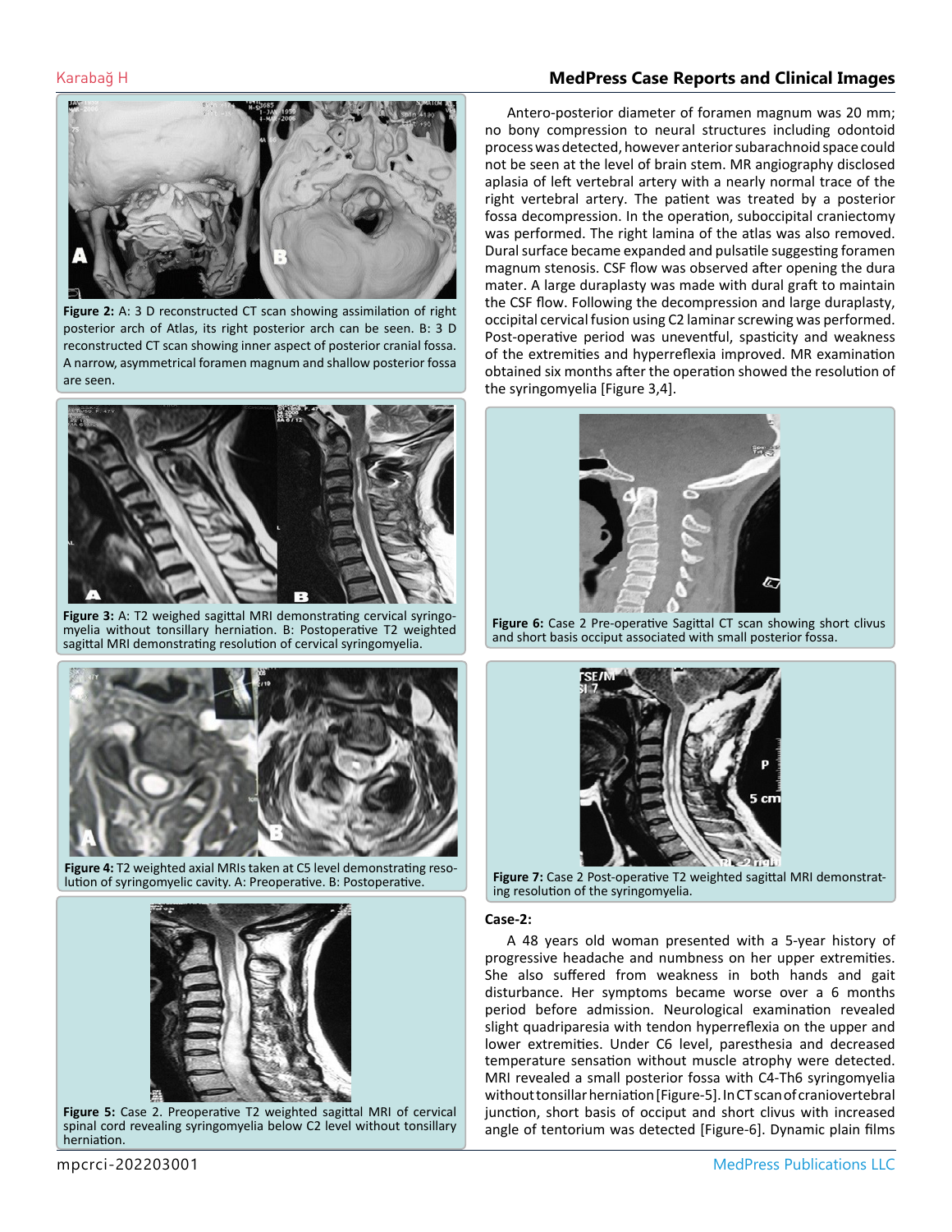Figure 2: A: 3 D reconstructed CT scan showing assimilation of right posterior arch of Atlas, its right posterior arch can be seen. B: 3 D reconstructed CT scan showing inner aspect of posterior cranial fossa. A narrow, asymmetrical foramen magnum and shallow posterior fossa are seen.

Figure 3: A: T2 weighed sagittal MRI demonstrating cervical syringomyelia without tonsillary herniation. B: Postoperative T2 weighted sagittal MRI demonstrating resolution of cervical syringomyelia.

Figure 4: T2 weighted axial MRIs taken at C5 level demonstrating resolution of syringomyelic cavity. A: Preoperative. B: Postoperative.

Figure 5: Case 2. Preoperative T2 weighted sagittal MRI of cervical spinal cord revealing syringomyelia below C2 level without tonsillary herniation.

Antero-posterior diameter of foramen magnum was 20 mm; no bony compression to neural structures including odontoid process was detected, however anterior subarachnoid space could not be seen at the level of brain stem. MR angiography disclosed aplasia of left vertebral artery with a nearly normal trace of the right vertebral artery. The patient was treated by a posterior fossa decompression. In the operation, suboccipital craniectomy was performed. The right lamina of the atlas was also removed. Dural surface became expanded and pulsatile suggesting foramen magnum stenosis. CSF flow was observed after opening the dura mater. A large duraplasty was made with dural graft to maintain the CSF flow. Following the decompression and large duraplasty, occipital cervical fusion using C2 laminar screwing was performed. Post-operative period was uneventful, spasticity and weakness of the extremities and hyperreflexia improved. MR examination obtained six months after the operation showed the resolution of the syringomyelia [Figure 3,4].

Figure 6: Case 2 Pre-operative Sagittal CT scan showing short clivus and short basis occiput associated with small posterior fossa.

Figure 7: Case 2 Post-operative T2 weighted sagittal MRI demonstrating resolution of the syringomyelia.

**Case-2:**

A 48 years old woman presented with a 5-year history of progressive headache and numbness on her upper extremities. She also suffered from weakness in both hands and gait disturbance. Her symptoms became worse over a 6 months period before admission. Neurological examination revealed slight quadriparesia with tendon hyperreflexia on the upper and lower extremities. Under C6 level, paresthesia and decreased temperature sensation without muscle atrophy were detected. MRI revealed a small posterior fossa with C4-Th6 syringomyelia without tonsillar herniation [Figure-5]. In CT scan of craniovertebral junction, short basis of occiput and short clivus with increased angle of tentorium was detected [Figure-6]. Dynamic plain films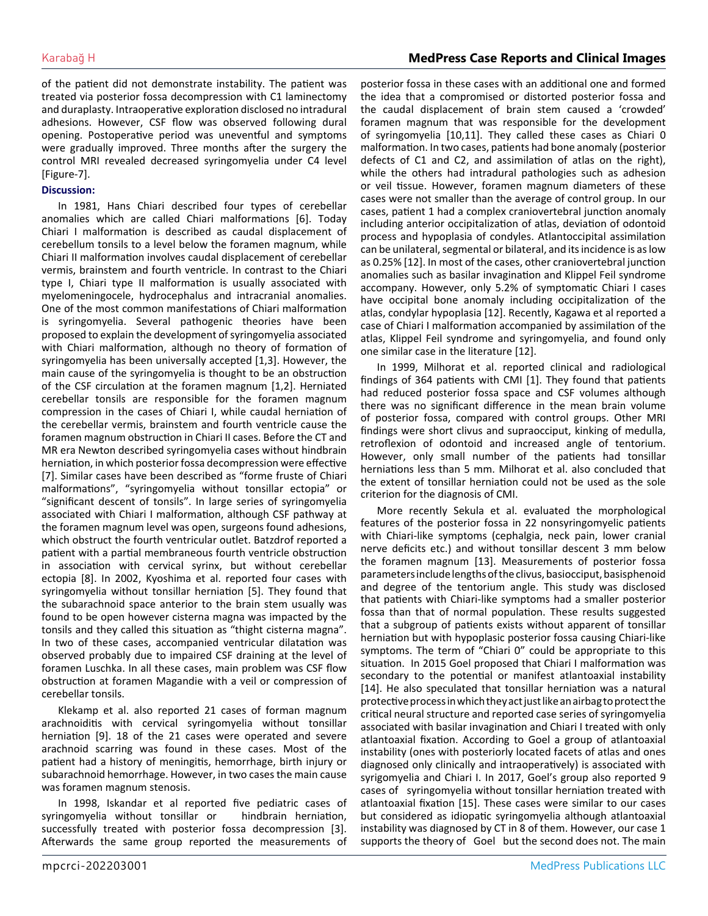of the patient did not demonstrate instability. The patient was treated via posterior fossa decompression with C1 laminectomy and duraplasty. Intraoperative exploration disclosed no intradural adhesions. However, CSF flow was observed following dural opening. Postoperative period was uneventful and symptoms were gradually improved. Three months after the surgery the control MRI revealed decreased syringomyelia under C4 level [Figure-7].

## Discussion:

In 1981, Hans Chiari described four types of cerebellar anomalies which are called Chiari malformations [6]. Today Chiari I malformation is described as caudal displacement of cerebellum tonsils to a level below the foramen magnum, while Chiari II malformation involves caudal displacement of cerebellar vermis, brainstem and fourth ventricle. In contrast to the Chiari type I, Chiari type II malformation is usually associated with myelomeningocele, hydrocephalus and intracranial anomalies. One of the most common manifestations of Chiari malformation is syringomyelia. Several pathogenic theories have been proposed to explain the development of syringomyelia associated with Chiari malformation, although no theory of formation of syringomyelia has been universally accepted [1,3]. However, the main cause of the syringomyelia is thought to be an obstruction of the CSF circulation at the foramen magnum [1,2]. Herniated cerebellar tonsils are responsible for the foramen magnum compression in the cases of Chiari I, while caudal herniation of the cerebellar vermis, brainstem and fourth ventricle cause the foramen magnum obstruction in Chiari II cases. Before the CT and MR era Newton described syringomyelia cases without hindbrain herniation, in which posterior fossa decompression were effective [7]. Similar cases have been described as "forme fruste of Chiari malformations", "syringomyelia without tonsillar ectopia" or "significant descent of tonsils". In large series of syringomyelia associated with Chiari I malformation, although CSF pathway at the foramen magnum level was open, surgeons found adhesions, which obstruct the fourth ventricular outlet. Batzdrof reported a patient with a partial membraneous fourth ventricle obstruction in association with cervical syrinx, but without cerebellar ectopia [8]. In 2002, Kyoshima et al. reported four cases with syringomyelia without tonsillar herniation [5]. They found that the subarachnoid space anterior to the brain stem usually was found to be open however cisterna magna was impacted by the tonsils and they called this situation as "thight cisterna magna". In two of these cases, accompanied ventricular dilatation was observed probably due to impaired CSF draining at the level of foramen Luschka. In all these cases, main problem was CSF flow obstruction at foramen Magandie with a veil or compression of cerebellar tonsils.

Klekamp et al. also reported 21 cases of forman magnum arachnoiditis with cervical syringomyelia without tonsillar herniation [9]. 18 of the 21 cases were operated and severe arachnoid scarring was found in these cases. Most of the patient had a history of meningitis, hemorrhage, birth injury or subarachnoid hemorrhage. However, in two cases the main cause was foramen magnum stenosis.

In 1998, Iskandar et al reported five pediatric cases of syringomyelia without tonsillar or hindbrain herniation, successfully treated with posterior fossa decompression [3]. Afterwards the same group reported the measurements of posterior fossa in these cases with an additional one and formed the idea that a compromised or distorted posterior fossa and the caudal displacement of brain stem caused a 'crowded' foramen magnum that was responsible for the development of syringomyelia [10,11]. They called these cases as Chiari 0 malformation. In two cases, patients had bone anomaly (posterior defects of C1 and C2, and assimilation of atlas on the right), while the others had intradural pathologies such as adhesion or veil tissue. However, foramen magnum diameters of these cases were not smaller than the average of control group. In our cases, patient 1 had a complex craniovertebral junction anomaly including anterior occipitalization of atlas, deviation of odontoid process and hypoplasia of condyles. Atlantoccipital assimilation can be unilateral, segmental or bilateral, and its incidence is as low as 0.25% [12]. In most of the cases, other craniovertebral junction anomalies such as basilar invagination and Klippel Feil syndrome accompany. However, only 5.2% of symptomatic Chiari I cases have occipital bone anomaly including occipitalization of the atlas, condylar hypoplasia [12]. Recently, Kagawa et al reported a case of Chiari I malformation accompanied by assimilation of the atlas, Klippel Feil syndrome and syringomyelia, and found only one similar case in the literature [12].

In 1999, Milhorat et al. reported clinical and radiological findings of 364 patients with CMI [1]. They found that patients had reduced posterior fossa space and CSF volumes although there was no significant difference in the mean brain volume of posterior fossa, compared with control groups. Other MRI findings were short clivus and supraocciput, kinking of medulla, retroflexion of odontoid and increased angle of tentorium. However, only small number of the patients had tonsillar herniations less than 5 mm. Milhorat et al. also concluded that the extent of tonsillar herniation could not be used as the sole criterion for the diagnosis of CMI.

More recently Sekula et al. evaluated the morphological features of the posterior fossa in 22 nonsyringomyelic patients with Chiari-like symptoms (cephalgia, neck pain, lower cranial nerve deficits etc.) and without tonsillar descent 3 mm below the foramen magnum [13]. Measurements of posterior fossa parameters include lengths of the clivus, basiocciput, basisphenoid and degree of the tentorium angle. This study was disclosed that patients with Chiari-like symptoms had a smaller posterior fossa than that of normal population. These results suggested that a subgroup of patients exists without apparent of tonsillar herniation but with hypoplasic posterior fossa causing Chiari-like symptoms. The term of "Chiari 0" could be appropriate to this situation. In 2015 Goel proposed that Chiari I malformation was secondary to the potential or manifest atlantoaxial instability [14]. He also speculated that tonsillar herniation was a natural protective process in which they act just like an airbag to protect the critical neural structure and reported case series of syringomyelia associated with basilar invagination and Chiari I treated with only atlantoaxial fixation. According to Goel a group of atlantoaxial instability (ones with posteriorly located facets of atlas and ones diagnosed only clinically and intraoperatively) is associated with syrigomyelia and Chiari I. In 2017, Goel's group also reported 9 cases of syringomyelia without tonsillar herniation treated with atlantoaxial fixation [15]. These cases were similar to our cases but considered as idiopatic syringomyelia although atlantoaxial instability was diagnosed by CT in 8 of them. However, our case 1 supports the theory of Goel but the second does not. The main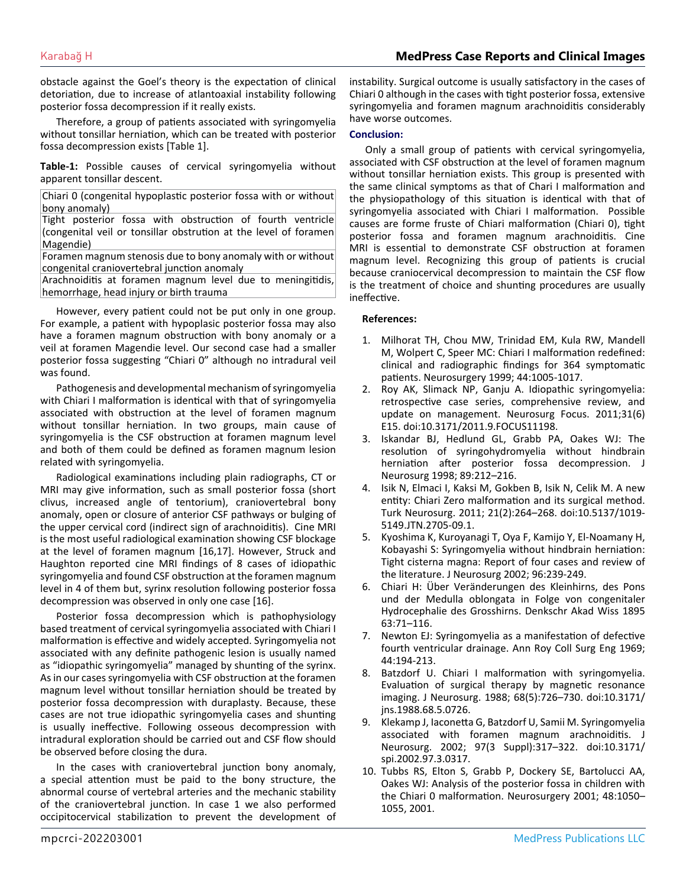obstacle against the Goel's theory is the expectation of clinical detoriation, due to increase of atlantoaxial instability following posterior fossa decompression if it really exists.

Therefore, a group of patients associated with syringomyelia without tonsillar herniation, which can be treated with posterior fossa decompression exists [Table 1].

**Table-1:** Possible causes of cervical syringomyelia without apparent tonsillar descent.

| |
|---|
| Chiari 0 (congenital hypoplastic posterior fossa with or without bony anomaly) |
| Tight posterior fossa with obstruction of fourth ventricle (congenital veil or tonsillar obstrution at the level of foramen Magendie) |
| Foramen magnum stenosis due to bony anomaly with or without congenital craniovertebral junction anomaly |
| Arachnoiditis at foramen magnum level due to meningitidis, hemorrhage, head injury or birth trauma |

However, every patient could not be put only in one group. For example, a patient with hypoplasic posterior fossa may also have a foramen magnum obstruction with bony anomaly or a veil at foramen Magendie level. Our second case had a smaller posterior fossa suggesting "Chiari 0" although no intradural veil was found.

Pathogenesis and developmental mechanism of syringomyelia with Chiari I malformation is identical with that of syringomyelia associated with obstruction at the level of foramen magnum without tonsillar herniation. In two groups, main cause of syringomyelia is the CSF obstruction at foramen magnum level and both of them could be defined as foramen magnum lesion related with syringomyelia.

Radiological examinations including plain radiographs, CT or MRI may give information, such as small posterior fossa (short clivus, increased angle of tentorium), craniovertebral bony anomaly, open or closure of anterior CSF pathways or bulging of the upper cervical cord (indirect sign of arachnoiditis). Cine MRI is the most useful radiological examination showing CSF blockage at the level of foramen magnum [16,17]. However, Struck and Haughton reported cine MRI findings of 8 cases of idiopathic syringomyelia and found CSF obstruction at the foramen magnum level in 4 of them but, syrinx resolution following posterior fossa decompression was observed in only one case [16].

Posterior fossa decompression which is pathophysiology based treatment of cervical syringomyelia associated with Chiari I malformation is effective and widely accepted. Syringomyelia not associated with any definite pathogenic lesion is usually named as "idiopathic syringomyelia" managed by shunting of the syrinx. As in our cases syringomyelia with CSF obstruction at the foramen magnum level without tonsillar herniation should be treated by posterior fossa decompression with duraplasty. Because, these cases are not true idiopathic syringomyelia cases and shunting is usually ineffective. Following osseous decompression with intradural exploration should be carried out and CSF flow should be observed before closing the dura.

In the cases with craniovertebral junction bony anomaly, a special attention must be paid to the bony structure, the abnormal course of vertebral arteries and the mechanic stability of the craniovertebral junction. In case 1 we also performed occipitocervical stabilization to prevent the development of instability. Surgical outcome is usually satisfactory in the cases of Chiari 0 although in the cases with tight posterior fossa, extensive syringomyelia and foramen magnum arachnoiditis considerably have worse outcomes.

## Conclusion:

Only a small group of patients with cervical syringomyelia, associated with CSF obstruction at the level of foramen magnum without tonsillar herniation exists. This group is presented with the same clinical symptoms as that of Chari I malformation and the physiopathology of this situation is identical with that of syringomyelia associated with Chiari I malformation. Possible causes are forme fruste of Chiari malformation (Chiari 0), tight posterior fossa and foramen magnum arachnoiditis. Cine MRI is essential to demonstrate CSF obstruction at foramen magnum level. Recognizing this group of patients is crucial because craniocervical decompression to maintain the CSF flow is the treatment of choice and shunting procedures are usually ineffective.

## References:

1. Milhorat TH, Chou MW, Trinidad EM, Kula RW, Mandell M, Wolpert C, Speer MC: Chiari I malformation redefined: clinical and radiographic findings for 364 symptomatic patients. Neurosurgery 1999; 44:1005-1017.
2. Roy AK, Slimack NP, Ganju A. Idiopathic syringomyelia: retrospective case series, comprehensive review, and update on management. Neurosurg Focus. 2011;31(6) E15. doi:10.3171/2011.9.FOCUS11198.
3. Iskandar BJ, Hedlund GL, Grabb PA, Oakes WJ: The resolution of syringohydromyelia without hindbrain herniation after posterior fossa decompression. J Neurosurg 1998; 89:212–216.
4. Isik N, Elmaci I, Kaksi M, Gokben B, Isik N, Celik M. A new entity: Chiari Zero malformation and its surgical method. Turk Neurosurg. 2011; 21(2):264–268. doi:10.5137/1019-5149.JTN.2705-09.1.
5. Kyoshima K, Kuroyanagi T, Oya F, Kamijo Y, El-Noamany H, Kobayashi S: Syringomyelia without hindbrain herniation: Tight cisterna magna: Report of four cases and review of the literature. J Neurosurg 2002; 96:239-249.
6. Chiari H: Über Veränderungen des Kleinhirns, des Pons und der Medulla oblongata in Folge von congenitaler Hydrocephalie des Grosshirns. Denkschr Akad Wiss 1895 63:71–116.
7. Newton EJ: Syringomyelia as a manifestation of defective fourth ventricular drainage. Ann Roy Coll Surg Eng 1969; 44:194-213.
8. Batzdorf U. Chiari I malformation with syringomyelia. Evaluation of surgical therapy by magnetic resonance imaging. J Neurosurg. 1988; 68(5):726–730. doi:10.3171/jns.1988.68.5.0726.
9. Klekamp J, Iaconetta G, Batzdorf U, Samii M. Syringomyelia associated with foramen magnum arachnoiditis. J Neurosurg. 2002; 97(3 Suppl):317–322. doi:10.3171/spi.2002.97.3.0317.
10. Tubbs RS, Elton S, Grabb P, Dockery SE, Bartolucci AA, Oakes WJ: Analysis of the posterior fossa in children with the Chiari 0 malformation. Neurosurgery 2001; 48:1050–1055, 2001.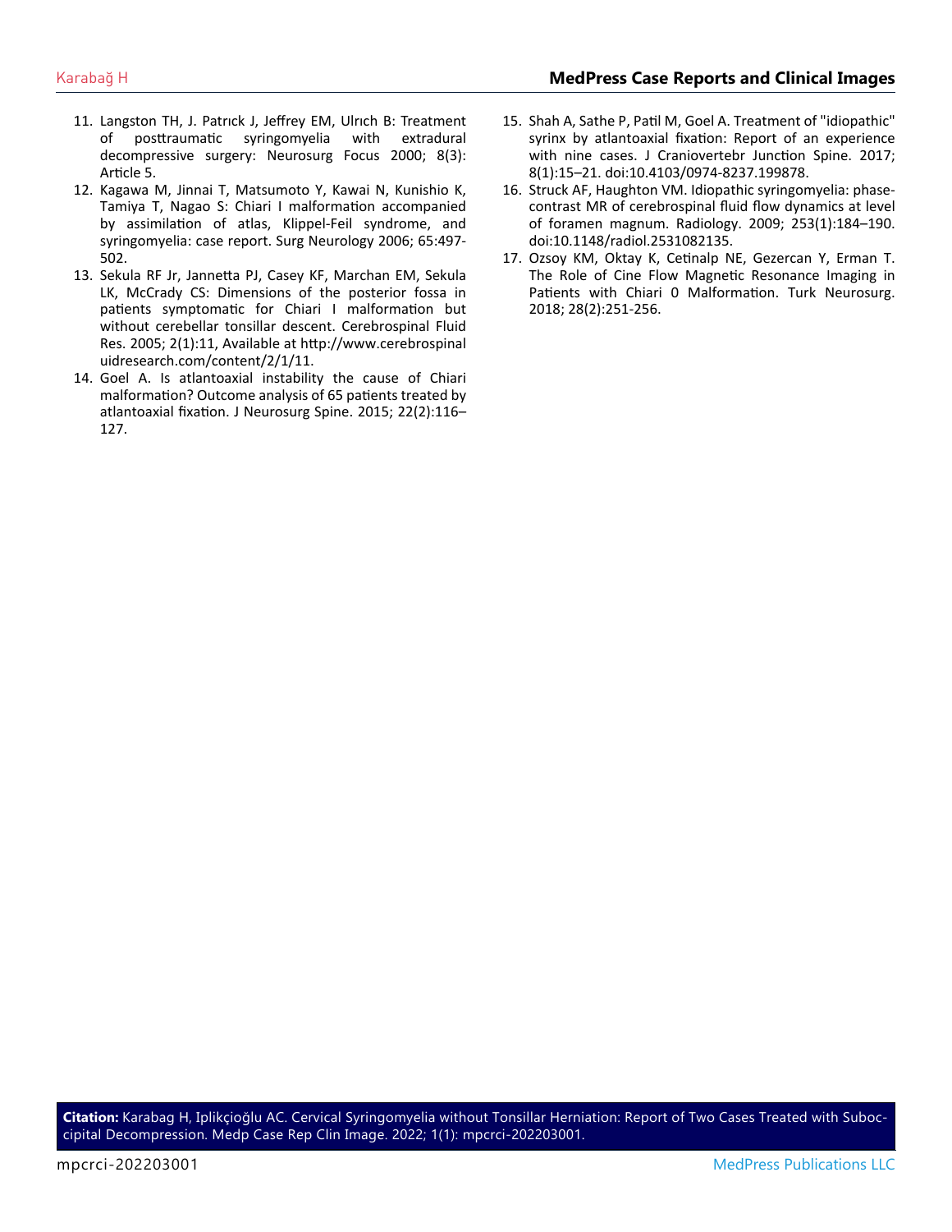11. Langston TH, J. Patrıck J, Jeffrey EM, Ulrıch B: Treatment of posttraumatic syringomyelia with extradural decompressive surgery: Neurosurg Focus 2000; 8(3): Article 5.
12. Kagawa M, Jinnai T, Matsumoto Y, Kawai N, Kunishio K, Tamiya T, Nagao S: Chiari I malformation accompanied by assimilation of atlas, Klippel-Feil syndrome, and syringomyelia: case report. Surg Neurology 2006; 65:497-502.
13. Sekula RF Jr, Jannetta PJ, Casey KF, Marchan EM, Sekula LK, McCrady CS: Dimensions of the posterior fossa in patients symptomatic for Chiari I malformation but without cerebellar tonsillar descent. Cerebrospinal Fluid Res. 2005; 2(1):11, Available at http://www.cerebrospinaluidresearch.com/content/2/1/11.
14. Goel A. Is atlantoaxial instability the cause of Chiari malformation? Outcome analysis of 65 patients treated by atlantoaxial fixation. J Neurosurg Spine. 2015; 22(2):116–127.
15. Shah A, Sathe P, Patil M, Goel A. Treatment of "idiopathic" syrinx by atlantoaxial fixation: Report of an experience with nine cases. J Craniovertebr Junction Spine. 2017; 8(1):15–21. doi:10.4103/0974-8237.199878.
16. Struck AF, Haughton VM. Idiopathic syringomyelia: phase-contrast MR of cerebrospinal fluid flow dynamics at level of foramen magnum. Radiology. 2009; 253(1):184–190. doi:10.1148/radiol.2531082135.
17. Ozsoy KM, Oktay K, Cetinalp NE, Gezercan Y, Erman T. The Role of Cine Flow Magnetic Resonance Imaging in Patients with Chiari 0 Malformation. Turk Neurosurg. 2018; 28(2):251-256.

**Citation:** Karabag H, Iplikçioğlu AC. Cervical Syringomyelia without Tonsillar Herniation: Report of Two Cases Treated with Suboccipital Decompression. Medp Case Rep Clin Image. 2022; 1(1): mpcrci-202203001.